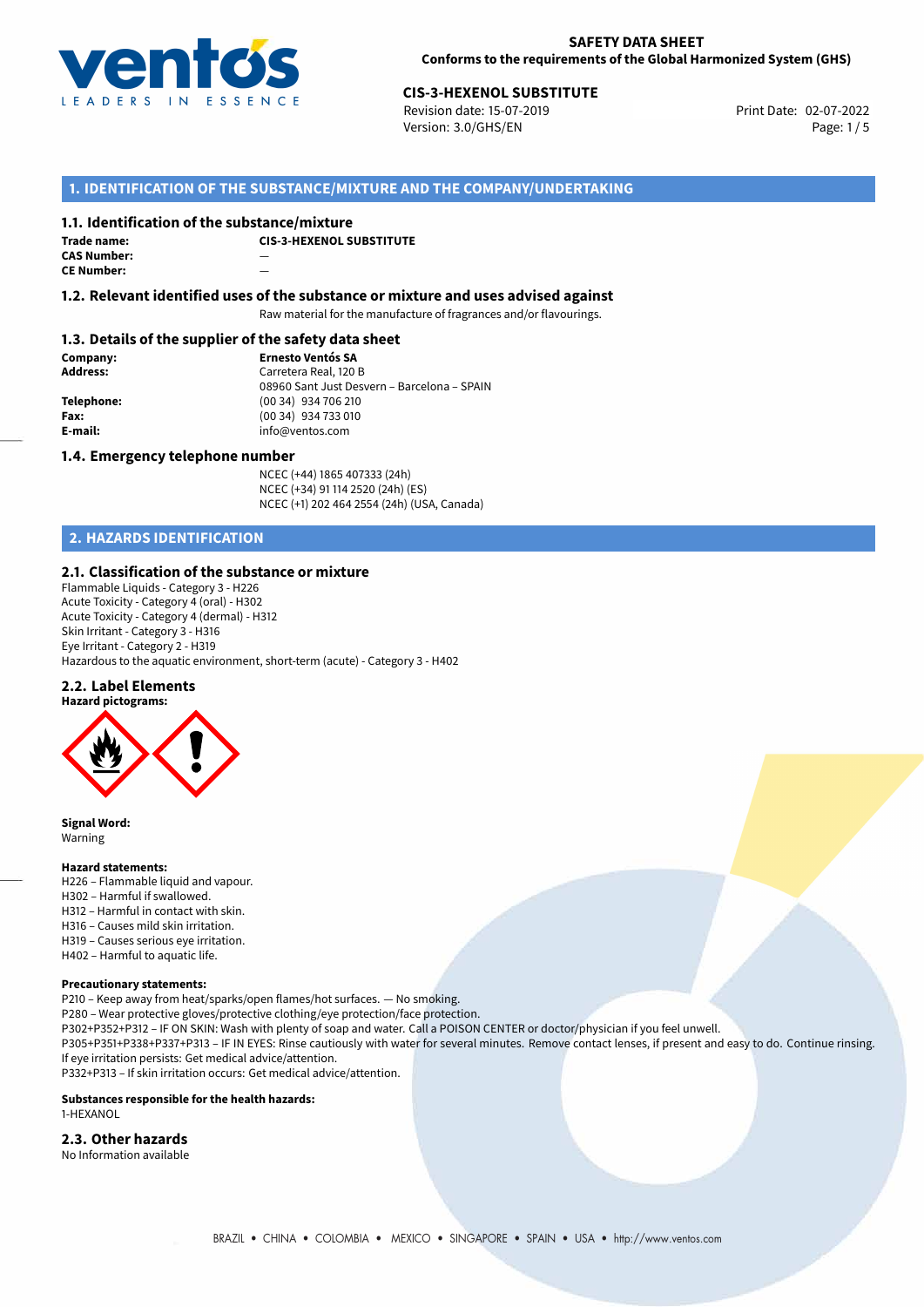**SAFETY DATA SHEET**
**Conforms to the requirements of the Global Harmonized System (GHS)**

**CIS-3-HEXENOL SUBSTITUTE**
Revision date: 15-07-2019
Version: 3.0/GHS/EN
Print Date: 02-07-2022

## 1. IDENTIFICATION OF THE SUBSTANCE/MIXTURE AND THE COMPANY/UNDERTAKING

### 1.1. Identification of the substance/mixture

**Trade name:** **CIS-3-HEXENOL SUBSTITUTE**
**CAS Number:** —
**CE Number:** —

### 1.2. Relevant identified uses of the substance or mixture and uses advised against

Raw material for the manufacture of fragrances and/or flavourings.

### 1.3. Details of the supplier of the safety data sheet

**Company:** **Ernesto Ventós SA**
**Address:** Carretera Real, 120 B
08960 Sant Just Desvern – Barcelona – SPAIN
**Telephone:** (00 34) 934 706 210
**Fax:** (00 34) 934 733 010
**E-mail:** info@ventos.com

### 1.4. Emergency telephone number

NCEC (+44) 1865 407333 (24h)
NCEC (+34) 91 114 2520 (24h) (ES)
NCEC (+1) 202 464 2554 (24h) (USA, Canada)

## 2. HAZARDS IDENTIFICATION

### 2.1. Classification of the substance or mixture

Flammable Liquids - Category 3 - H226
Acute Toxicity - Category 4 (oral) - H302
Acute Toxicity - Category 4 (dermal) - H312
Skin Irritant - Category 3 - H316
Eye Irritant - Category 2 - H319
Hazardous to the aquatic environment, short-term (acute) - Category 3 - H402

### 2.2. Label Elements

**Hazard pictograms:**

**Signal Word:**
Warning

**Hazard statements:**
H226 – Flammable liquid and vapour.
H302 – Harmful if swallowed.
H312 – Harmful in contact with skin.
H316 – Causes mild skin irritation.
H319 – Causes serious eye irritation.
H402 – Harmful to aquatic life.

**Precautionary statements:**
P210 – Keep away from heat/sparks/open flames/hot surfaces. — No smoking.
P280 – Wear protective gloves/protective clothing/eye protection/face protection.
P302+P352+P312 – IF ON SKIN: Wash with plenty of soap and water. Call a POISON CENTER or doctor/physician if you feel unwell.
P305+P351+P338+P337+P313 – IF IN EYES: Rinse cautiously with water for several minutes. Remove contact lenses, if present and easy to do. Continue rinsing. If eye irritation persists: Get medical advice/attention.
P332+P313 – If skin irritation occurs: Get medical advice/attention.

**Substances responsible for the health hazards:**
1-HEXANOL

### 2.3. Other hazards

No Information available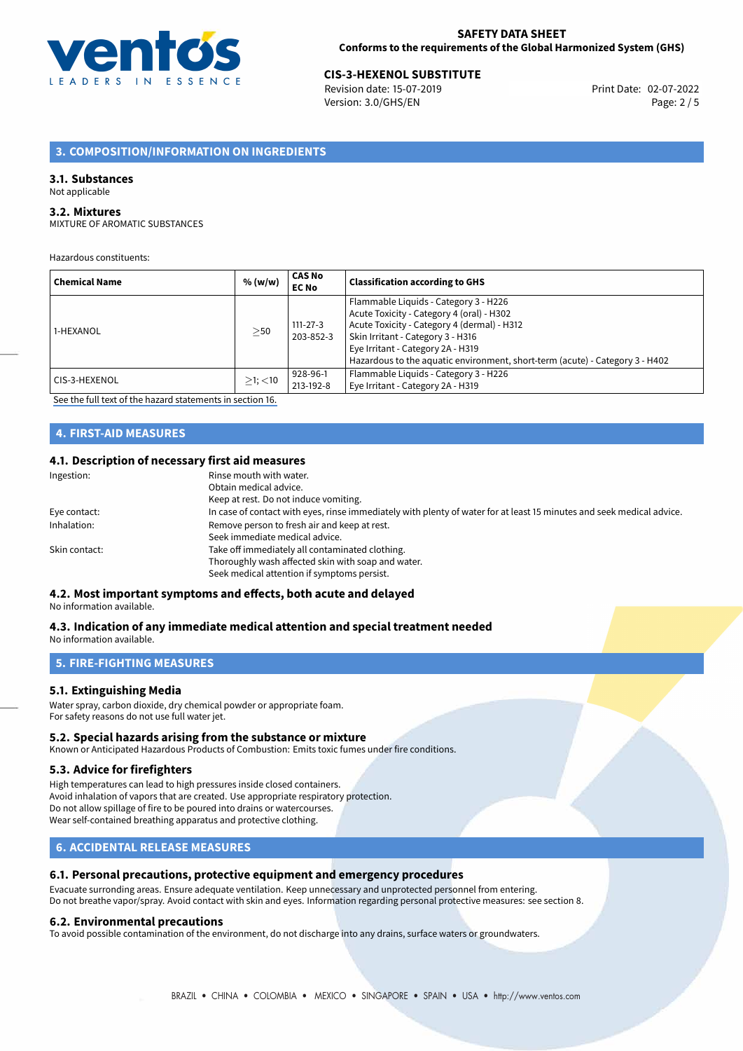## 3. COMPOSITION/INFORMATION ON INGREDIENTS

### 3.1. Substances

Not applicable

### 3.2. Mixtures

MIXTURE OF AROMATIC SUBSTANCES

Hazardous constituents:

| Chemical Name | % (w/w) | CAS No EC No | Classification according to GHS |
|---|---|---|---|
| 1-HEXANOL | ≥50 | 111-27-3 203-852-3 | Flammable Liquids - Category 3 - H226 Acute Toxicity - Category 4 (oral) - H302 Acute Toxicity - Category 4 (dermal) - H312 Skin Irritant - Category 3 - H316 Eye Irritant - Category 2A - H319 Hazardous to the aquatic environment, short-term (acute) - Category 3 - H402 |
| CIS-3-HEXENOL | ≥1; <10 | 928-96-1 213-192-8 | Flammable Liquids - Category 3 - H226 Eye Irritant - Category 2A - H319 |

See the full text of the hazard statements in section 16.

## 4. FIRST-AID MEASURES

### 4.1. Description of necessary first aid measures

Ingestion: Rinse mouth with water.
Obtain medical advice.
Keep at rest. Do not induce vomiting.

Eye contact: In case of contact with eyes, rinse immediately with plenty of water for at least 15 minutes and seek medical advice.

Inhalation: Remove person to fresh air and keep at rest.
Seek immediate medical advice.

Skin contact: Take off immediately all contaminated clothing.
Thoroughly wash affected skin with soap and water.
Seek medical attention if symptoms persist.

### 4.2. Most important symptoms and effects, both acute and delayed

No information available.

### 4.3. Indication of any immediate medical attention and special treatment needed

No information available.

## 5. FIRE-FIGHTING MEASURES

### 5.1. Extinguishing Media

Water spray, carbon dioxide, dry chemical powder or appropriate foam.
For safety reasons do not use full water jet.

### 5.2. Special hazards arising from the substance or mixture

Known or Anticipated Hazardous Products of Combustion: Emits toxic fumes under fire conditions.

### 5.3. Advice for firefighters

High temperatures can lead to high pressures inside closed containers.
Avoid inhalation of vapors that are created. Use appropriate respiratory protection.
Do not allow spillage of fire to be poured into drains or watercourses.
Wear self-contained breathing apparatus and protective clothing.

## 6. ACCIDENTAL RELEASE MEASURES

### 6.1. Personal precautions, protective equipment and emergency procedures

Evacuate surronding areas. Ensure adequate ventilation. Keep unnecessary and unprotected personnel from entering.
Do not breathe vapor/spray. Avoid contact with skin and eyes. Information regarding personal protective measures: see section 8.

### 6.2. Environmental precautions

To avoid possible contamination of the environment, do not discharge into any drains, surface waters or groundwaters.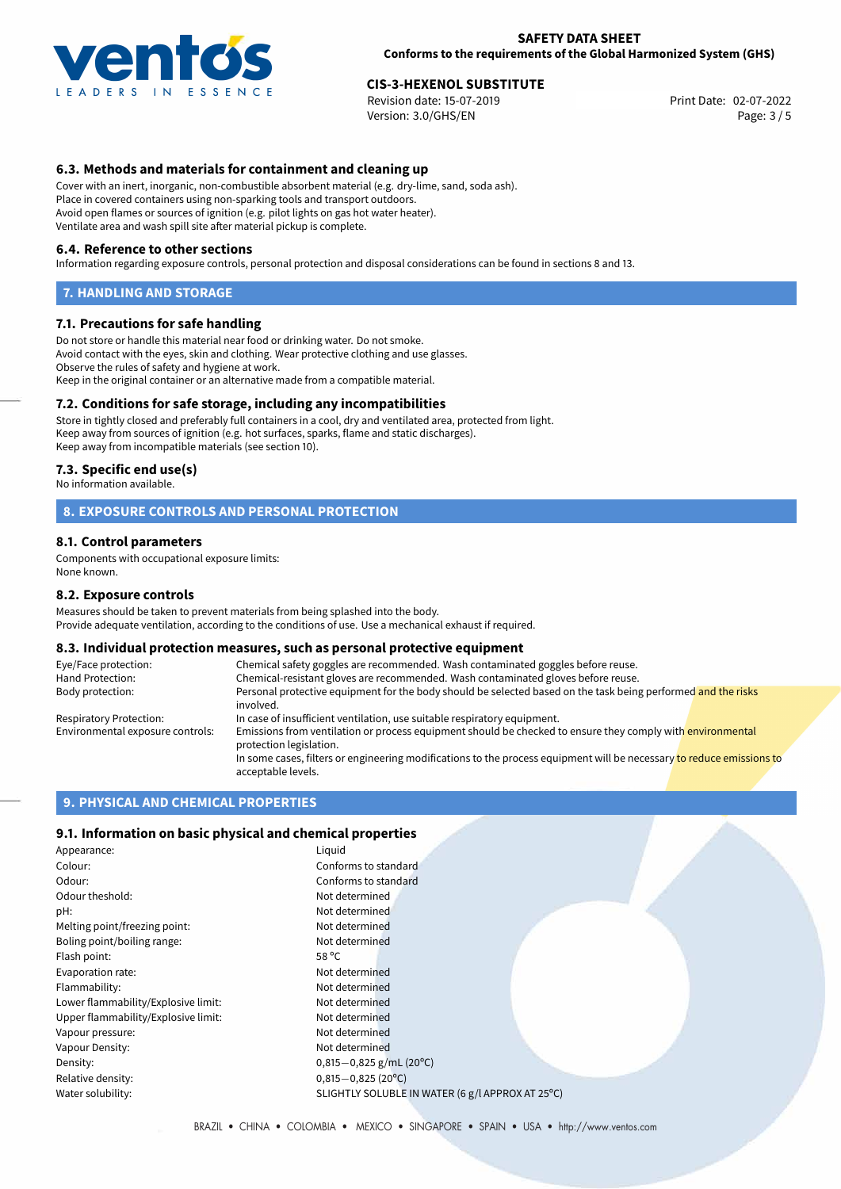### 6.3. Methods and materials for containment and cleaning up

Cover with an inert, inorganic, non-combustible absorbent material (e.g. dry-lime, sand, soda ash).
Place in covered containers using non-sparking tools and transport outdoors.
Avoid open flames or sources of ignition (e.g. pilot lights on gas hot water heater).
Ventilate area and wash spill site after material pickup is complete.

### 6.4. Reference to other sections

Information regarding exposure controls, personal protection and disposal considerations can be found in sections 8 and 13.

## 7. HANDLING AND STORAGE

### 7.1. Precautions for safe handling

Do not store or handle this material near food or drinking water. Do not smoke.
Avoid contact with the eyes, skin and clothing. Wear protective clothing and use glasses.
Observe the rules of safety and hygiene at work.
Keep in the original container or an alternative made from a compatible material.

### 7.2. Conditions for safe storage, including any incompatibilities

Store in tightly closed and preferably full containers in a cool, dry and ventilated area, protected from light.
Keep away from sources of ignition (e.g. hot surfaces, sparks, flame and static discharges).
Keep away from incompatible materials (see section 10).

### 7.3. Specific end use(s)

No information available.

## 8. EXPOSURE CONTROLS AND PERSONAL PROTECTION

### 8.1. Control parameters

Components with occupational exposure limits:
None known.

### 8.2. Exposure controls

Measures should be taken to prevent materials from being splashed into the body.
Provide adequate ventilation, according to the conditions of use. Use a mechanical exhaust if required.

### 8.3. Individual protection measures, such as personal protective equipment

| | |
|---|---|
| Eye/Face protection: | Chemical safety goggles are recommended. Wash contaminated goggles before reuse. |
| Hand Protection: | Chemical-resistant gloves are recommended. Wash contaminated gloves before reuse. |
| Body protection: | Personal protective equipment for the body should be selected based on the task being performed and the risks involved. |
| Respiratory Protection: | In case of insufficient ventilation, use suitable respiratory equipment. |
| Environmental exposure controls: | Emissions from ventilation or process equipment should be checked to ensure they comply with environmental protection legislation. In some cases, filters or engineering modifications to the process equipment will be necessary to reduce emissions to acceptable levels. |

## 9. PHYSICAL AND CHEMICAL PROPERTIES

### 9.1. Information on basic physical and chemical properties

| | |
|---|---|
| Appearance: | Liquid |
| Colour: | Conforms to standard |
| Odour: | Conforms to standard |
| Odour theshold: | Not determined |
| pH: | Not determined |
| Melting point/freezing point: | Not determined |
| Boling point/boiling range: | Not determined |
| Flash point: | 58 °C |
| Evaporation rate: | Not determined |
| Flammability: | Not determined |
| Lower flammability/Explosive limit: | Not determined |
| Upper flammability/Explosive limit: | Not determined |
| Vapour pressure: | Not determined |
| Vapour Density: | Not determined |
| Density: | 0,815−0,825 g/mL (20°C) |
| Relative density: | 0,815−0,825 (20°C) |
| Water solubility: | SLIGHTLY SOLUBLE IN WATER (6 g/l APPROX AT 25°C) |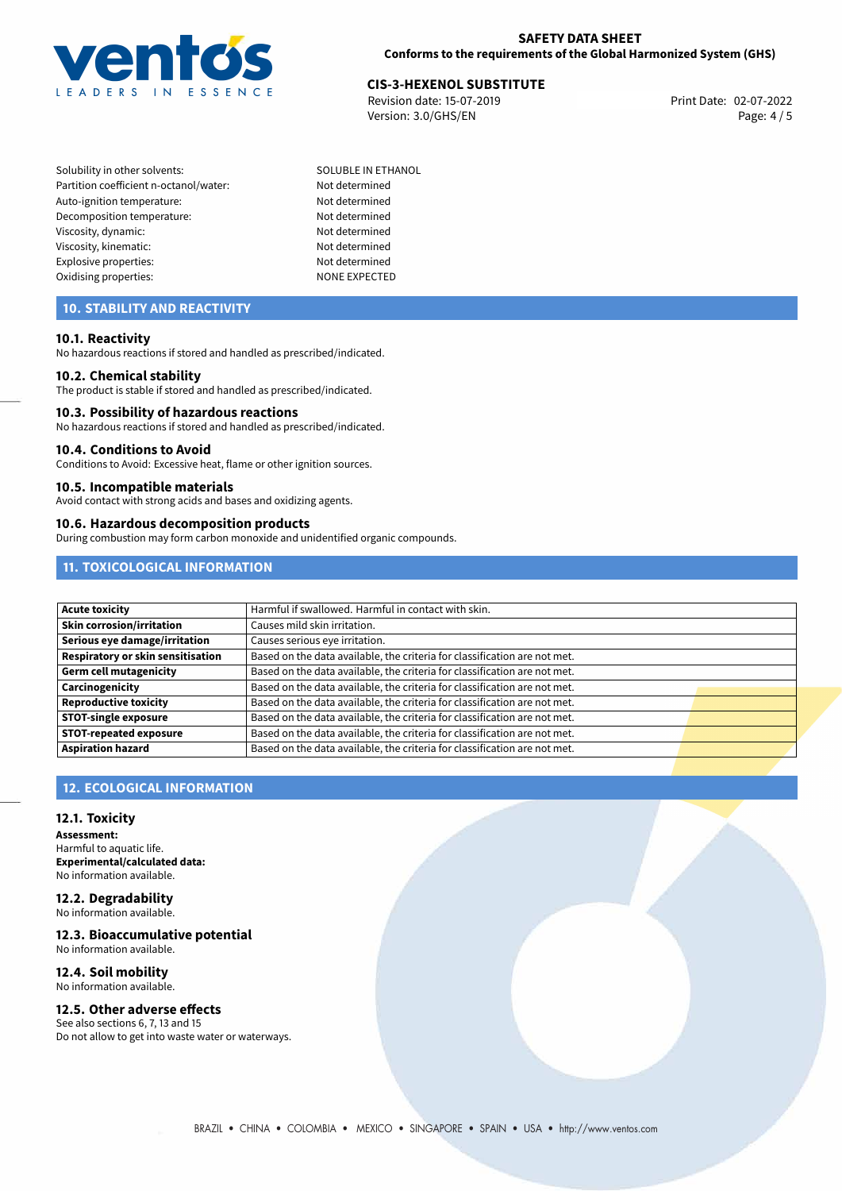| | |
|---|---|
| Solubility in other solvents: | SOLUBLE IN ETHANOL |
| Partition coefficient n-octanol/water: | Not determined |
| Auto-ignition temperature: | Not determined |
| Decomposition temperature: | Not determined |
| Viscosity, dynamic: | Not determined |
| Viscosity, kinematic: | Not determined |
| Explosive properties: | Not determined |
| Oxidising properties: | NONE EXPECTED |

## 10. STABILITY AND REACTIVITY

### 10.1. Reactivity
No hazardous reactions if stored and handled as prescribed/indicated.

### 10.2. Chemical stability
The product is stable if stored and handled as prescribed/indicated.

### 10.3. Possibility of hazardous reactions
No hazardous reactions if stored and handled as prescribed/indicated.

### 10.4. Conditions to Avoid
Conditions to Avoid: Excessive heat, flame or other ignition sources.

### 10.5. Incompatible materials
Avoid contact with strong acids and bases and oxidizing agents.

### 10.6. Hazardous decomposition products
During combustion may form carbon monoxide and unidentified organic compounds.

## 11. TOXICOLOGICAL INFORMATION

| | |
|---|---|
| **Acute toxicity** | Harmful if swallowed. Harmful in contact with skin. |
| **Skin corrosion/irritation** | Causes mild skin irritation. |
| **Serious eye damage/irritation** | Causes serious eye irritation. |
| **Respiratory or skin sensitisation** | Based on the data available, the criteria for classification are not met. |
| **Germ cell mutagenicity** | Based on the data available, the criteria for classification are not met. |
| **Carcinogenicity** | Based on the data available, the criteria for classification are not met. |
| **Reproductive toxicity** | Based on the data available, the criteria for classification are not met. |
| **STOT-single exposure** | Based on the data available, the criteria for classification are not met. |
| **STOT-repeated exposure** | Based on the data available, the criteria for classification are not met. |
| **Aspiration hazard** | Based on the data available, the criteria for classification are not met. |

## 12. ECOLOGICAL INFORMATION

### 12.1. Toxicity
**Assessment:**
Harmful to aquatic life.
**Experimental/calculated data:**
No information available.

### 12.2. Degradability
No information available.

### 12.3. Bioaccumulative potential
No information available.

### 12.4. Soil mobility
No information available.

### 12.5. Other adverse effects
See also sections 6, 7, 13 and 15
Do not allow to get into waste water or waterways.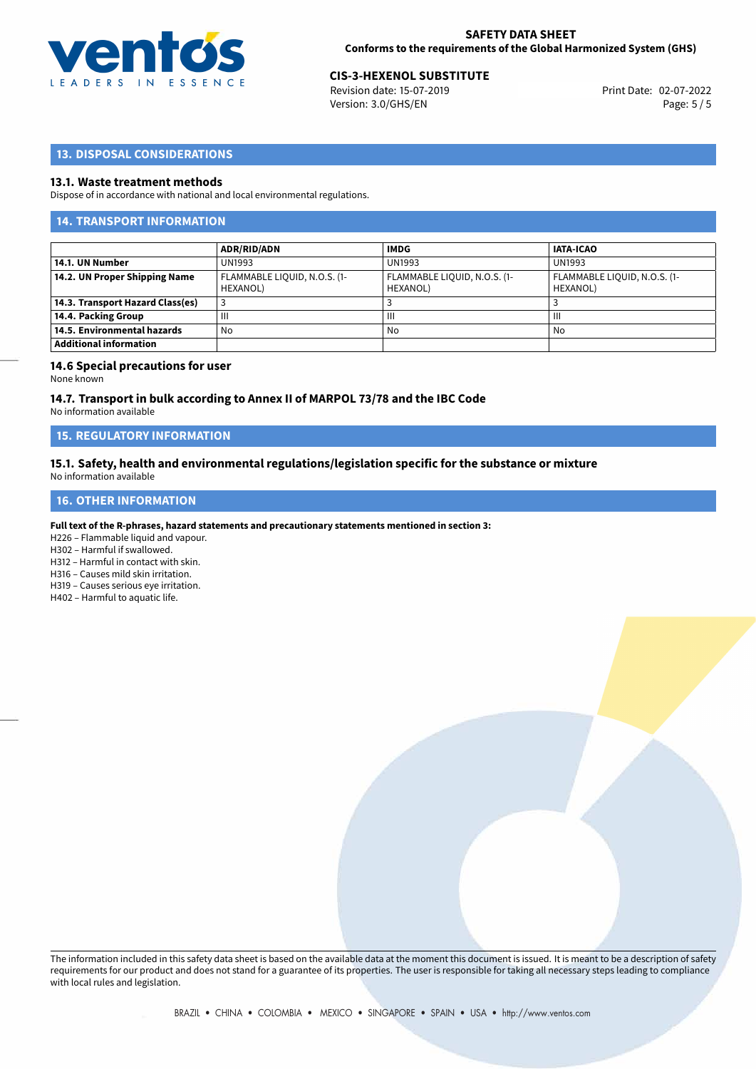## 13. DISPOSAL CONSIDERATIONS

### 13.1. Waste treatment methods

Dispose of in accordance with national and local environmental regulations.

## 14. TRANSPORT INFORMATION

| | ADR/RID/ADN | IMDG | IATA-ICAO |
|---|---|---|---|
| **14.1. UN Number** | UN1993 | UN1993 | UN1993 |
| **14.2. UN Proper Shipping Name** | FLAMMABLE LIQUID, N.O.S. (1-HEXANOL) | FLAMMABLE LIQUID, N.O.S. (1-HEXANOL) | FLAMMABLE LIQUID, N.O.S. (1-HEXANOL) |
| **14.3. Transport Hazard Class(es)** | 3 | 3 | 3 |
| **14.4. Packing Group** | III | III | III |
| **14.5. Environmental hazards** | No | No | No |
| **Additional information** | | | |

### 14.6 Special precautions for user

None known

### 14.7. Transport in bulk according to Annex II of MARPOL 73/78 and the IBC Code

No information available

## 15. REGULATORY INFORMATION

### 15.1. Safety, health and environmental regulations/legislation specific for the substance or mixture

No information available

## 16. OTHER INFORMATION

**Full text of the R-phrases, hazard statements and precautionary statements mentioned in section 3:**

H226 – Flammable liquid and vapour.
H302 – Harmful if swallowed.
H312 – Harmful in contact with skin.
H316 – Causes mild skin irritation.
H319 – Causes serious eye irritation.
H402 – Harmful to aquatic life.

The information included in this safety data sheet is based on the available data at the moment this document is issued. It is meant to be a description of safety requirements for our product and does not stand for a guarantee of its properties. The user is responsible for taking all necessary steps leading to compliance with local rules and legislation.